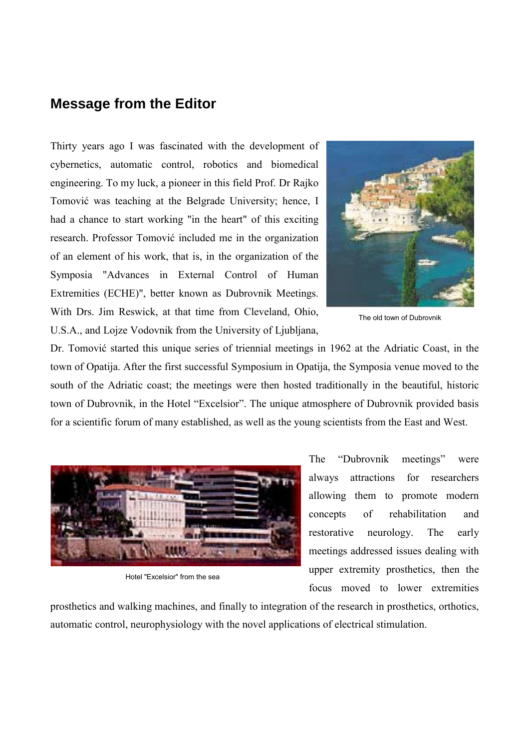## Message from the Editor

Thirty years ago I was fascinated with the development of cybernetics, automatic control, robotics and biomedical engineering. To my luck, a pioneer in this field Prof. Dr Rajko Tomović was teaching at the Belgrade University; hence, I had a chance to start working "in the heart" of this exciting research. Professor Tomović included me in the organization of an element of his work, that is, in the organization of the Symposia "Advances in External Control of Human Extremities (ECHE)", better known as Dubrovnik Meetings. With Drs. Jim Reswick, at that time from Cleveland, Ohio, U.S.A., and Lojze Vodovnik from the University of Ljubljana, Dr. Tomović started this unique series of triennial meetings in 1962 at the Adriatic Coast, in the town of Opatija. After the first successful Symposium in Opatija, the Symposia venue moved to the south of the Adriatic coast; the meetings were then hosted traditionally in the beautiful, historic town of Dubrovnik, in the Hotel "Excelsior". The unique atmosphere of Dubrovnik provided basis for a scientific forum of many established, as well as the young scientists from the East and West.

The old town of Dubrovnik

The "Dubrovnik meetings" were always attractions for researchers allowing them to promote modern concepts of rehabilitation and restorative neurology. The early meetings addressed issues dealing with upper extremity prosthetics, then the focus moved to lower extremities prosthetics and walking machines, and finally to integration of the research in prosthetics, orthotics, automatic control, neurophysiology with the novel applications of electrical stimulation.

Hotel "Excelsior" from the sea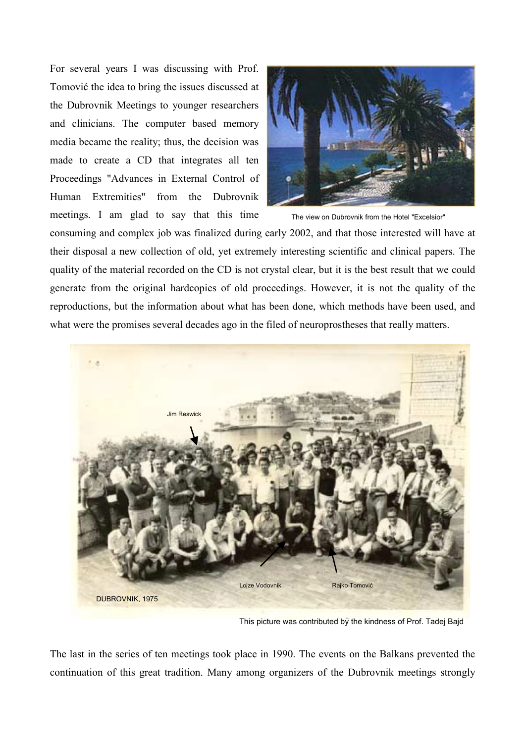For several years I was discussing with Prof. Tomović the idea to bring the issues discussed at the Dubrovnik Meetings to younger researchers and clinicians. The computer based memory media became the reality; thus, the decision was made to create a CD that integrates all ten Proceedings "Advances in External Control of Human Extremities" from the Dubrovnik meetings. I am glad to say that this time consuming and complex job was finalized during early 2002, and that those interested will have at their disposal a new collection of old, yet extremely interesting scientific and clinical papers. The quality of the material recorded on the CD is not crystal clear, but it is the best result that we could generate from the original hardcopies of old proceedings. However, it is not the quality of the reproductions, but the information about what has been done, which methods have been used, and what were the promises several decades ago in the filed of neuroprostheses that really matters.

The view on Dubrovnik from the Hotel "Excelsior"

Jim Reswick

Lojze Vodovnik

Rajko Tomović

DUBROVNIK, 1975

This picture was contributed by the kindness of Prof. Tadej Bajd

The last in the series of ten meetings took place in 1990. The events on the Balkans prevented the continuation of this great tradition. Many among organizers of the Dubrovnik meetings strongly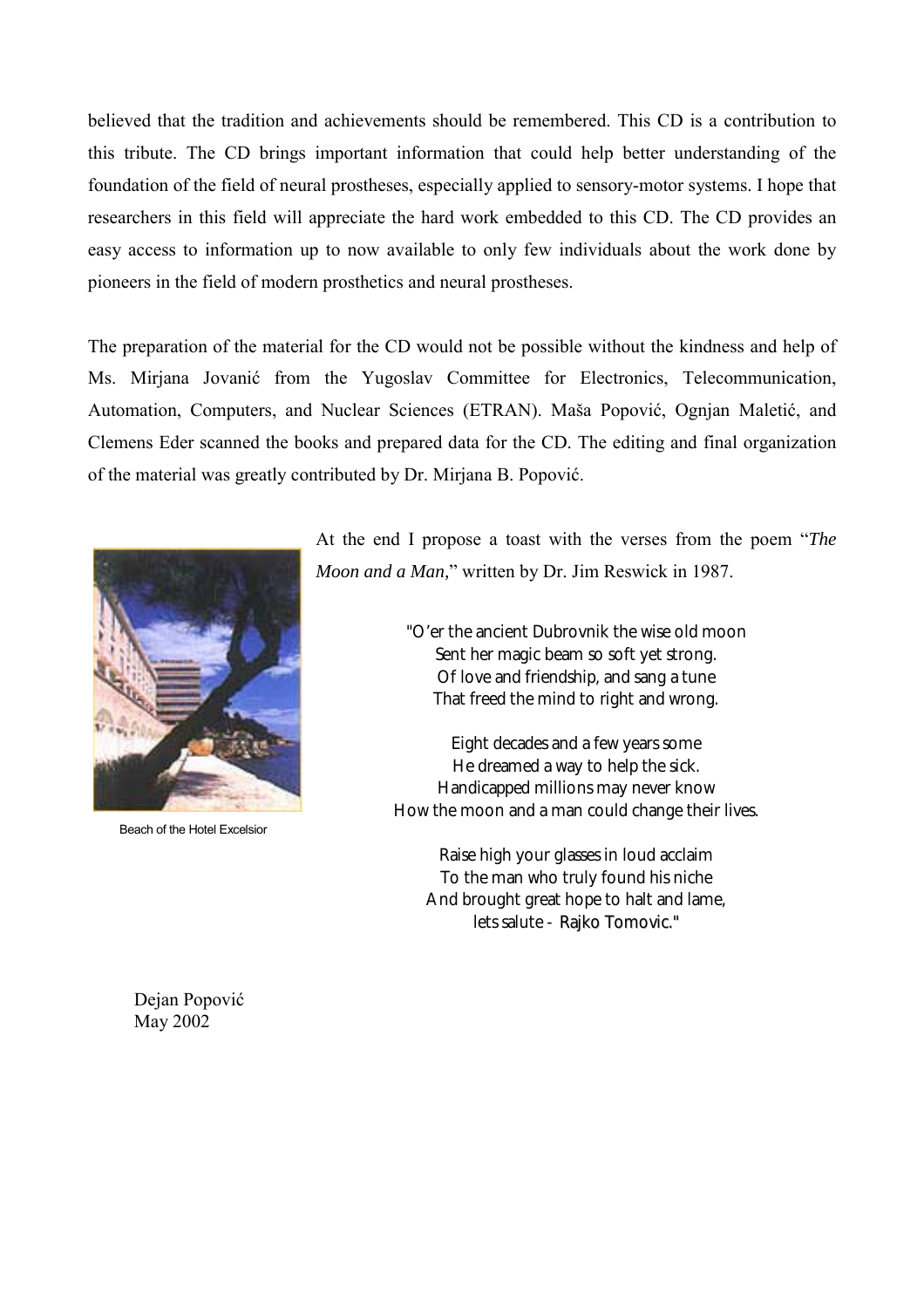believed that the tradition and achievements should be remembered. This CD is a contribution to this tribute. The CD brings important information that could help better understanding of the foundation of the field of neural prostheses, especially applied to sensory-motor systems. I hope that researchers in this field will appreciate the hard work embedded to this CD. The CD provides an easy access to information up to now available to only few individuals about the work done by pioneers in the field of modern prosthetics and neural prostheses.

The preparation of the material for the CD would not be possible without the kindness and help of Ms. Mirjana Jovanić from the Yugoslav Committee for Electronics, Telecommunication, Automation, Computers, and Nuclear Sciences (ETRAN). Maša Popović, Ognjan Maletić, and Clemens Eder scanned the books and prepared data for the CD. The editing and final organization of the material was greatly contributed by Dr. Mirjana B. Popović.

Beach of the Hotel Excelsior

At the end I propose a toast with the verses from the poem "*The Moon and a Man,*" written by Dr. Jim Reswick in 1987.

"O'er the ancient Dubrovnik the wise old moon
Sent her magic beam so soft yet strong.
Of love and friendship, and sang a tune
That freed the mind to right and wrong.

Eight decades and a few years some
He dreamed a way to help the sick.
Handicapped millions may never know
How the moon and a man could change their lives.

Raise high your glasses in loud acclaim
To the man who truly found his niche
And brought great hope to halt and lame,
lets salute - Rajko Tomovic."

Dejan Popović
May 2002